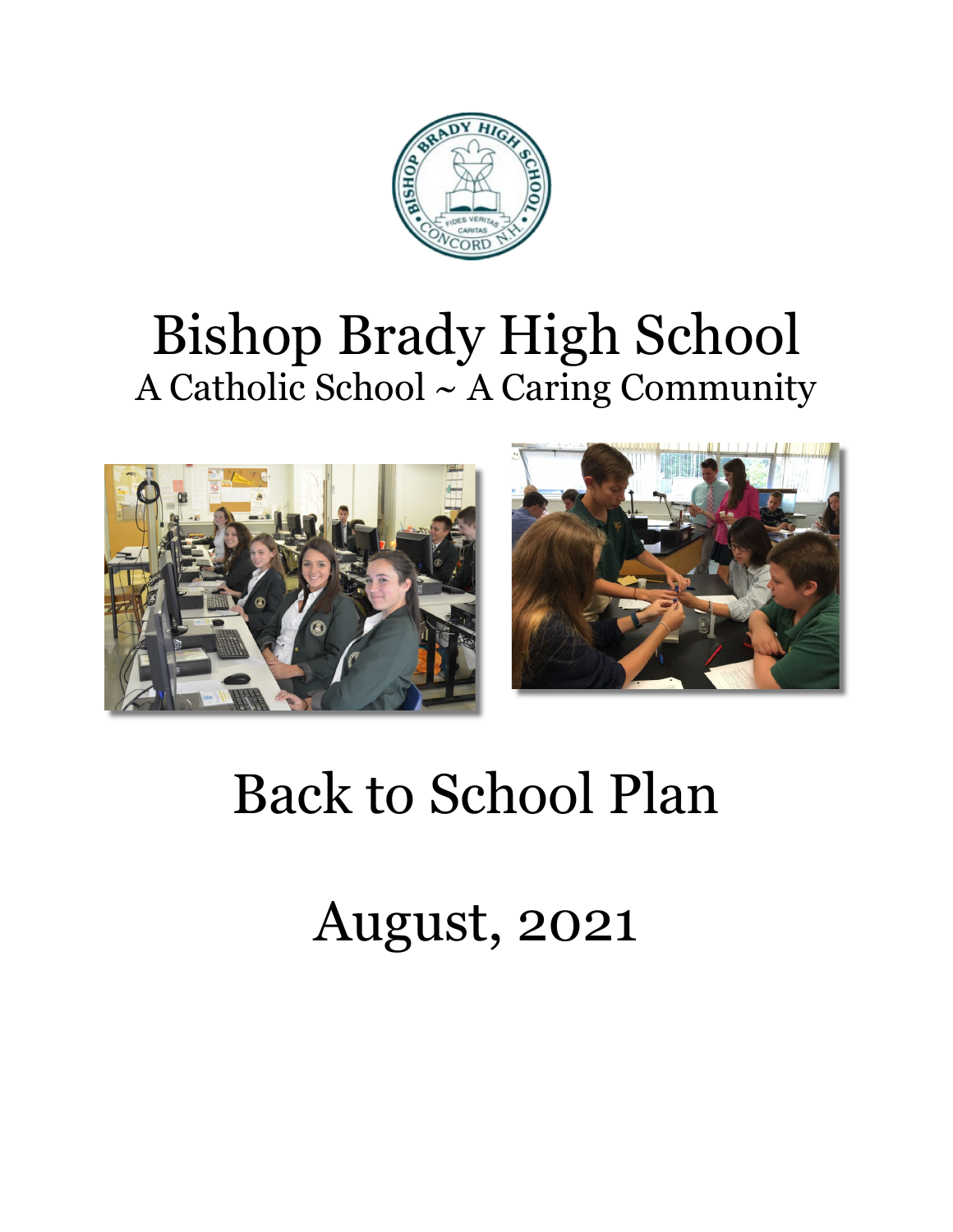# Bishop Brady High School

A Catholic School ~ A Caring Community

# Back to School Plan

# August, 2021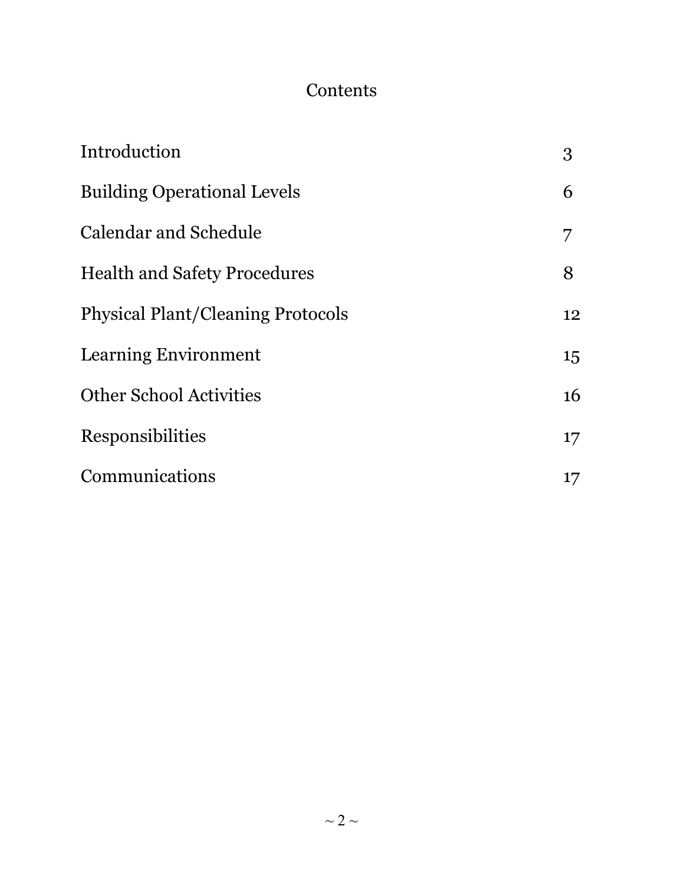# Contents

| | |
|---|---|
| Introduction | 3 |
| Building Operational Levels | 6 |
| Calendar and Schedule | 7 |
| Health and Safety Procedures | 8 |
| Physical Plant/Cleaning Protocols | 12 |
| Learning Environment | 15 |
| Other School Activities | 16 |
| Responsibilities | 17 |
| Communications | 17 |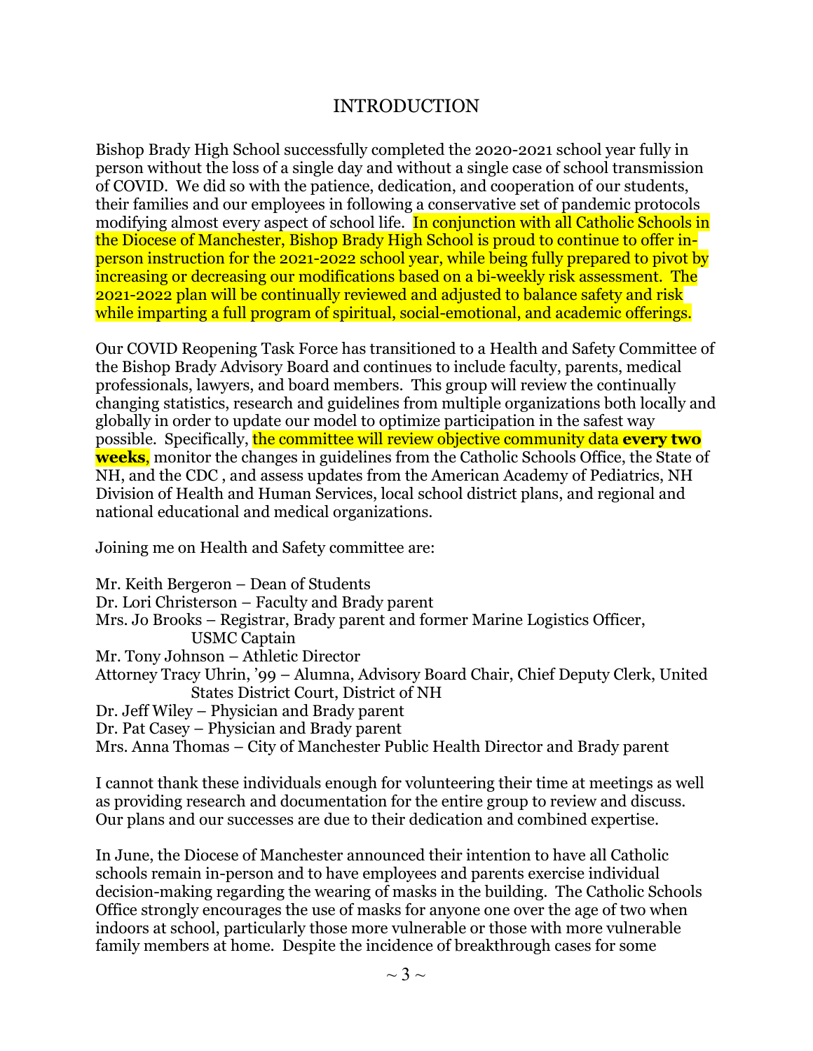# INTRODUCTION

Bishop Brady High School successfully completed the 2020-2021 school year fully in person without the loss of a single day and without a single case of school transmission of COVID. We did so with the patience, dedication, and cooperation of our students, their families and our employees in following a conservative set of pandemic protocols modifying almost every aspect of school life. In conjunction with all Catholic Schools in the Diocese of Manchester, Bishop Brady High School is proud to continue to offer in-person instruction for the 2021-2022 school year, while being fully prepared to pivot by increasing or decreasing our modifications based on a bi-weekly risk assessment. The 2021-2022 plan will be continually reviewed and adjusted to balance safety and risk while imparting a full program of spiritual, social-emotional, and academic offerings.

Our COVID Reopening Task Force has transitioned to a Health and Safety Committee of the Bishop Brady Advisory Board and continues to include faculty, parents, medical professionals, lawyers, and board members. This group will review the continually changing statistics, research and guidelines from multiple organizations both locally and globally in order to update our model to optimize participation in the safest way possible. Specifically, the committee will review objective community data **every two weeks**, monitor the changes in guidelines from the Catholic Schools Office, the State of NH, and the CDC , and assess updates from the American Academy of Pediatrics, NH Division of Health and Human Services, local school district plans, and regional and national educational and medical organizations.

Joining me on Health and Safety committee are:

Mr. Keith Bergeron – Dean of Students
Dr. Lori Christerson – Faculty and Brady parent
Mrs. Jo Brooks – Registrar, Brady parent and former Marine Logistics Officer, USMC Captain
Mr. Tony Johnson – Athletic Director
Attorney Tracy Uhrin, '99 – Alumna, Advisory Board Chair, Chief Deputy Clerk, United States District Court, District of NH
Dr. Jeff Wiley – Physician and Brady parent
Dr. Pat Casey – Physician and Brady parent
Mrs. Anna Thomas – City of Manchester Public Health Director and Brady parent

I cannot thank these individuals enough for volunteering their time at meetings as well as providing research and documentation for the entire group to review and discuss. Our plans and our successes are due to their dedication and combined expertise.

In June, the Diocese of Manchester announced their intention to have all Catholic schools remain in-person and to have employees and parents exercise individual decision-making regarding the wearing of masks in the building. The Catholic Schools Office strongly encourages the use of masks for anyone one over the age of two when indoors at school, particularly those more vulnerable or those with more vulnerable family members at home. Despite the incidence of breakthrough cases for some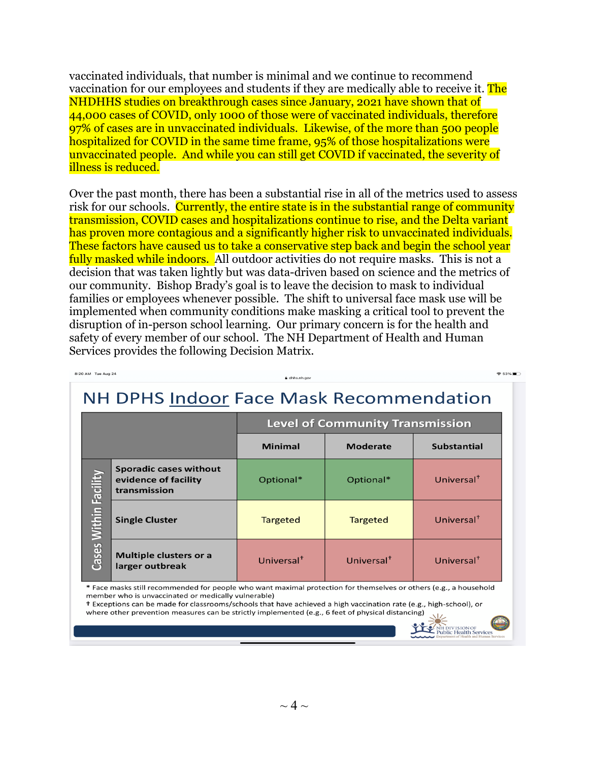vaccinated individuals, that number is minimal and we continue to recommend vaccination for our employees and students if they are medically able to receive it. The NHDHHS studies on breakthrough cases since January, 2021 have shown that of 44,000 cases of COVID, only 1000 of those were of vaccinated individuals, therefore 97% of cases are in unvaccinated individuals. Likewise, of the more than 500 people hospitalized for COVID in the same time frame, 95% of those hospitalizations were unvaccinated people. And while you can still get COVID if vaccinated, the severity of illness is reduced.

Over the past month, there has been a substantial rise in all of the metrics used to assess risk for our schools. Currently, the entire state is in the substantial range of community transmission, COVID cases and hospitalizations continue to rise, and the Delta variant has proven more contagious and a significantly higher risk to unvaccinated individuals. These factors have caused us to take a conservative step back and begin the school year fully masked while indoors. All outdoor activities do not require masks. This is not a decision that was taken lightly but was data-driven based on science and the metrics of our community. Bishop Brady's goal is to leave the decision to mask to individual families or employees whenever possible. The shift to universal face mask use will be implemented when community conditions make masking a critical tool to prevent the disruption of in-person school learning. Our primary concern is for the health and safety of every member of our school. The NH Department of Health and Human Services provides the following Decision Matrix.

## NH DPHS Indoor Face Mask Recommendation

| Cases Within Facility | Level of Community Transmission: Minimal | Moderate | Substantial |
|---|---|---|---|
| Sporadic cases without evidence of facility transmission | Optional* | Optional* | Universal† |
| Single Cluster | Targeted | Targeted | Universal† |
| Multiple clusters or a larger outbreak | Universal† | Universal† | Universal† |

\* Face masks still recommended for people who want maximal protection for themselves or others (e.g., a household member who is unvaccinated or medically vulnerable)

† Exceptions can be made for classrooms/schools that have achieved a high vaccination rate (e.g., high-school), or where other prevention measures can be strictly implemented (e.g., 6 feet of physical distancing)

NH Division of Public Health Services, Department of Health and Human Services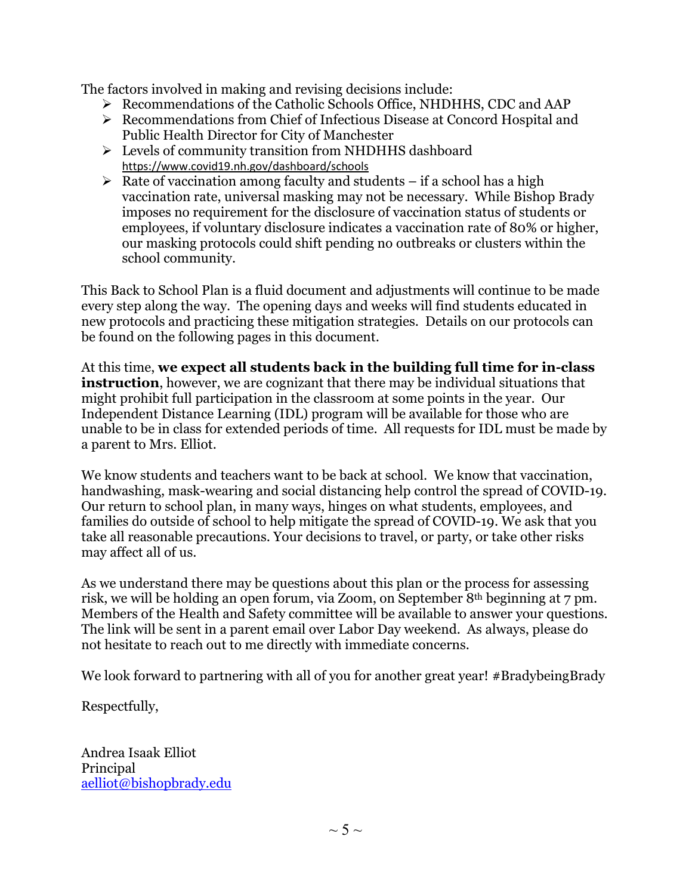The factors involved in making and revising decisions include:

- Recommendations of the Catholic Schools Office, NHDHHS, CDC and AAP
- Recommendations from Chief of Infectious Disease at Concord Hospital and Public Health Director for City of Manchester
- Levels of community transition from NHDHHS dashboard https://www.covid19.nh.gov/dashboard/schools
- Rate of vaccination among faculty and students – if a school has a high vaccination rate, universal masking may not be necessary. While Bishop Brady imposes no requirement for the disclosure of vaccination status of students or employees, if voluntary disclosure indicates a vaccination rate of 80% or higher, our masking protocols could shift pending no outbreaks or clusters within the school community.

This Back to School Plan is a fluid document and adjustments will continue to be made every step along the way. The opening days and weeks will find students educated in new protocols and practicing these mitigation strategies. Details on our protocols can be found on the following pages in this document.

At this time, **we expect all students back in the building full time for in-class instruction**, however, we are cognizant that there may be individual situations that might prohibit full participation in the classroom at some points in the year. Our Independent Distance Learning (IDL) program will be available for those who are unable to be in class for extended periods of time. All requests for IDL must be made by a parent to Mrs. Elliot.

We know students and teachers want to be back at school. We know that vaccination, handwashing, mask-wearing and social distancing help control the spread of COVID-19. Our return to school plan, in many ways, hinges on what students, employees, and families do outside of school to help mitigate the spread of COVID-19. We ask that you take all reasonable precautions. Your decisions to travel, or party, or take other risks may affect all of us.

As we understand there may be questions about this plan or the process for assessing risk, we will be holding an open forum, via Zoom, on September 8th beginning at 7 pm. Members of the Health and Safety committee will be available to answer your questions. The link will be sent in a parent email over Labor Day weekend. As always, please do not hesitate to reach out to me directly with immediate concerns.

We look forward to partnering with all of you for another great year! #BradybeingBrady

Respectfully,

Andrea Isaak Elliot
Principal
aelliot@bishopbrady.edu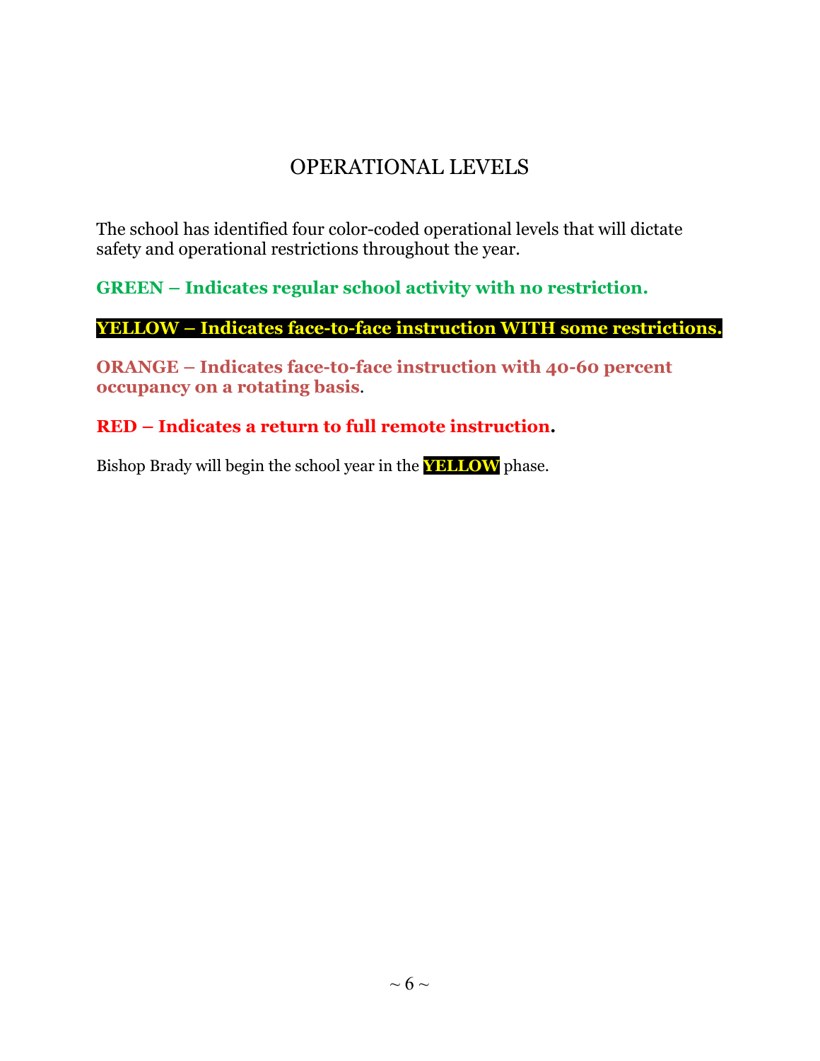# OPERATIONAL LEVELS

The school has identified four color-coded operational levels that will dictate safety and operational restrictions throughout the year.

**GREEN – Indicates regular school activity with no restriction.**

**YELLOW – Indicates face-to-face instruction WITH some restrictions.**

**ORANGE – Indicates face-to-face instruction with 40-60 percent occupancy on a rotating basis**.

**RED – Indicates a return to full remote instruction.**

Bishop Brady will begin the school year in the **YELLOW** phase.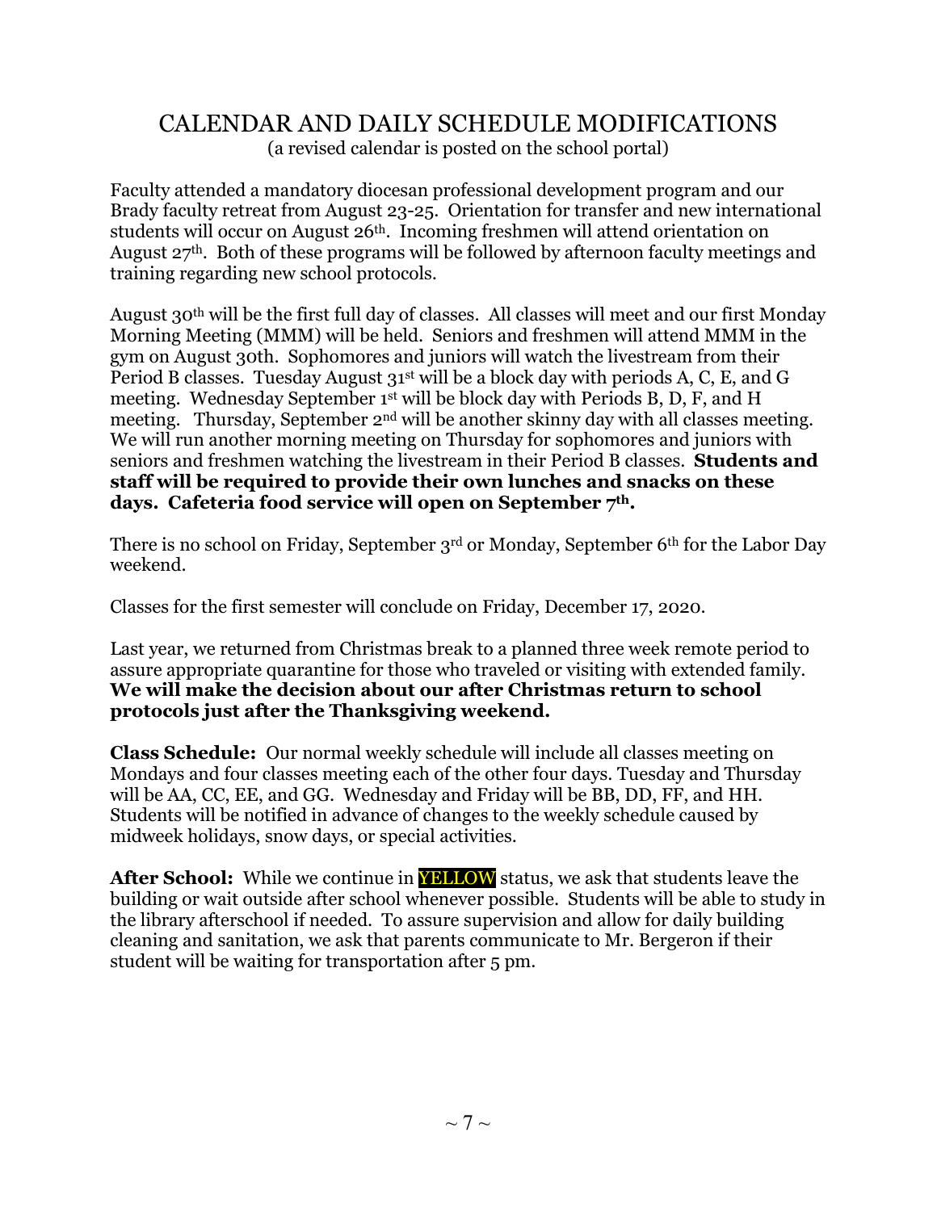# CALENDAR AND DAILY SCHEDULE MODIFICATIONS

(a revised calendar is posted on the school portal)

Faculty attended a mandatory diocesan professional development program and our Brady faculty retreat from August 23-25. Orientation for transfer and new international students will occur on August 26th. Incoming freshmen will attend orientation on August 27th. Both of these programs will be followed by afternoon faculty meetings and training regarding new school protocols.

August 30th will be the first full day of classes. All classes will meet and our first Monday Morning Meeting (MMM) will be held. Seniors and freshmen will attend MMM in the gym on August 30th. Sophomores and juniors will watch the livestream from their Period B classes. Tuesday August 31st will be a block day with periods A, C, E, and G meeting. Wednesday September 1st will be block day with Periods B, D, F, and H meeting. Thursday, September 2nd will be another skinny day with all classes meeting. We will run another morning meeting on Thursday for sophomores and juniors with seniors and freshmen watching the livestream in their Period B classes. **Students and staff will be required to provide their own lunches and snacks on these days. Cafeteria food service will open on September 7th.**

There is no school on Friday, September 3rd or Monday, September 6th for the Labor Day weekend.

Classes for the first semester will conclude on Friday, December 17, 2020.

Last year, we returned from Christmas break to a planned three week remote period to assure appropriate quarantine for those who traveled or visiting with extended family. **We will make the decision about our after Christmas return to school protocols just after the Thanksgiving weekend.**

**Class Schedule:** Our normal weekly schedule will include all classes meeting on Mondays and four classes meeting each of the other four days. Tuesday and Thursday will be AA, CC, EE, and GG. Wednesday and Friday will be BB, DD, FF, and HH. Students will be notified in advance of changes to the weekly schedule caused by midweek holidays, snow days, or special activities.

**After School:** While we continue in YELLOW status, we ask that students leave the building or wait outside after school whenever possible. Students will be able to study in the library afterschool if needed. To assure supervision and allow for daily building cleaning and sanitation, we ask that parents communicate to Mr. Bergeron if their student will be waiting for transportation after 5 pm.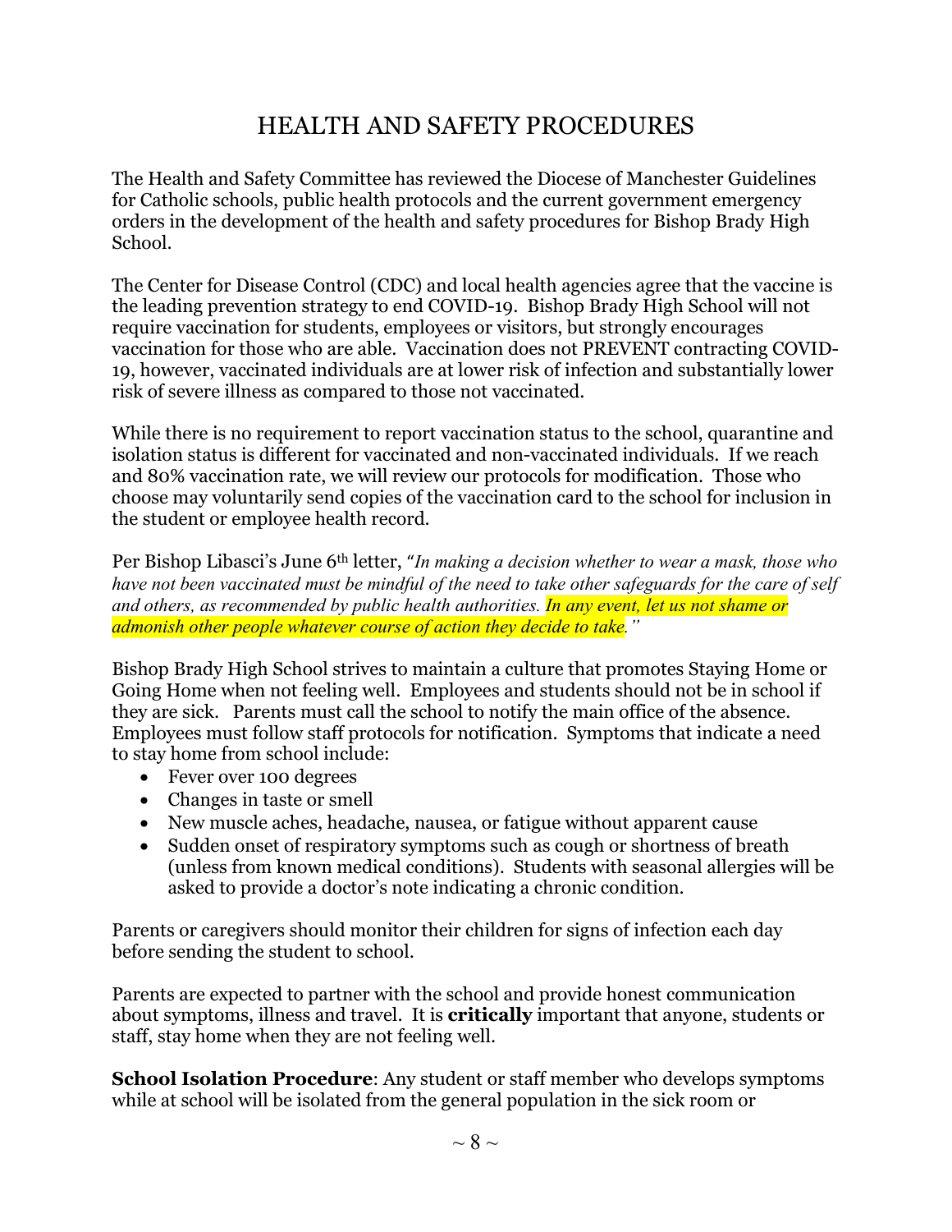# HEALTH AND SAFETY PROCEDURES

The Health and Safety Committee has reviewed the Diocese of Manchester Guidelines for Catholic schools, public health protocols and the current government emergency orders in the development of the health and safety procedures for Bishop Brady High School.

The Center for Disease Control (CDC) and local health agencies agree that the vaccine is the leading prevention strategy to end COVID-19. Bishop Brady High School will not require vaccination for students, employees or visitors, but strongly encourages vaccination for those who are able. Vaccination does not PREVENT contracting COVID-19, however, vaccinated individuals are at lower risk of infection and substantially lower risk of severe illness as compared to those not vaccinated.

While there is no requirement to report vaccination status to the school, quarantine and isolation status is different for vaccinated and non-vaccinated individuals. If we reach and 80% vaccination rate, we will review our protocols for modification. Those who choose may voluntarily send copies of the vaccination card to the school for inclusion in the student or employee health record.

Per Bishop Libasci's June 6th letter, "*In making a decision whether to wear a mask, those who have not been vaccinated must be mindful of the need to take other safeguards for the care of self and others, as recommended by public health authorities. In any event, let us not shame or admonish other people whatever course of action they decide to take.*"

Bishop Brady High School strives to maintain a culture that promotes Staying Home or Going Home when not feeling well. Employees and students should not be in school if they are sick. Parents must call the school to notify the main office of the absence. Employees must follow staff protocols for notification. Symptoms that indicate a need to stay home from school include:

- Fever over 100 degrees
- Changes in taste or smell
- New muscle aches, headache, nausea, or fatigue without apparent cause
- Sudden onset of respiratory symptoms such as cough or shortness of breath (unless from known medical conditions). Students with seasonal allergies will be asked to provide a doctor's note indicating a chronic condition.

Parents or caregivers should monitor their children for signs of infection each day before sending the student to school.

Parents are expected to partner with the school and provide honest communication about symptoms, illness and travel. It is **critically** important that anyone, students or staff, stay home when they are not feeling well.

**School Isolation Procedure**: Any student or staff member who develops symptoms while at school will be isolated from the general population in the sick room or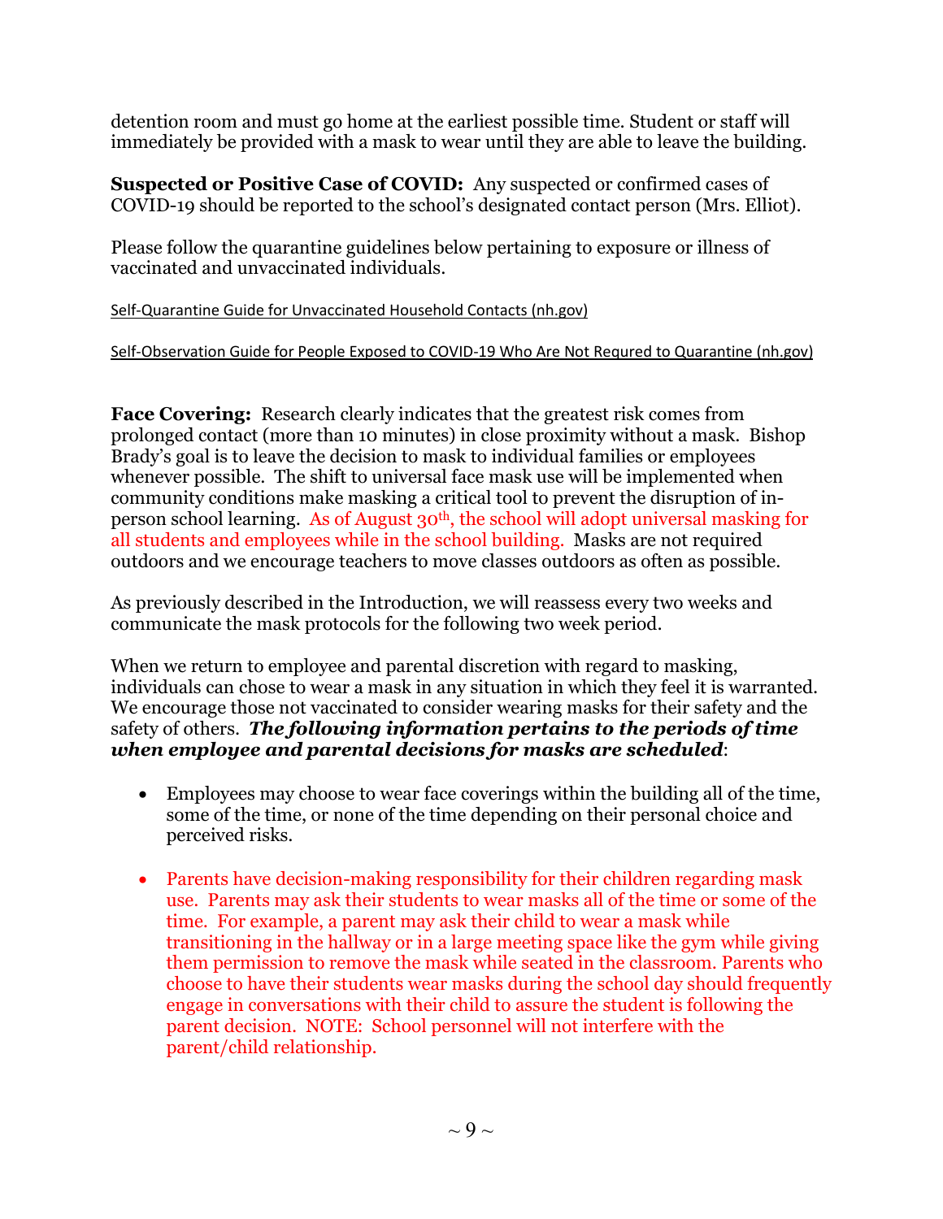detention room and must go home at the earliest possible time. Student or staff will immediately be provided with a mask to wear until they are able to leave the building.

**Suspected or Positive Case of COVID:** Any suspected or confirmed cases of COVID-19 should be reported to the school's designated contact person (Mrs. Elliot).

Please follow the quarantine guidelines below pertaining to exposure or illness of vaccinated and unvaccinated individuals.

Self-Quarantine Guide for Unvaccinated Household Contacts (nh.gov)

Self-Observation Guide for People Exposed to COVID-19 Who Are Not Requred to Quarantine (nh.gov)

**Face Covering:** Research clearly indicates that the greatest risk comes from prolonged contact (more than 10 minutes) in close proximity without a mask. Bishop Brady's goal is to leave the decision to mask to individual families or employees whenever possible. The shift to universal face mask use will be implemented when community conditions make masking a critical tool to prevent the disruption of in-person school learning. As of August 30th, the school will adopt universal masking for all students and employees while in the school building. Masks are not required outdoors and we encourage teachers to move classes outdoors as often as possible.

As previously described in the Introduction, we will reassess every two weeks and communicate the mask protocols for the following two week period.

When we return to employee and parental discretion with regard to masking, individuals can chose to wear a mask in any situation in which they feel it is warranted. We encourage those not vaccinated to consider wearing masks for their safety and the safety of others. ***The following information pertains to the periods of time when employee and parental decisions for masks are scheduled***:

- Employees may choose to wear face coverings within the building all of the time, some of the time, or none of the time depending on their personal choice and perceived risks.
- Parents have decision-making responsibility for their children regarding mask use. Parents may ask their students to wear masks all of the time or some of the time. For example, a parent may ask their child to wear a mask while transitioning in the hallway or in a large meeting space like the gym while giving them permission to remove the mask while seated in the classroom. Parents who choose to have their students wear masks during the school day should frequently engage in conversations with their child to assure the student is following the parent decision. NOTE: School personnel will not interfere with the parent/child relationship.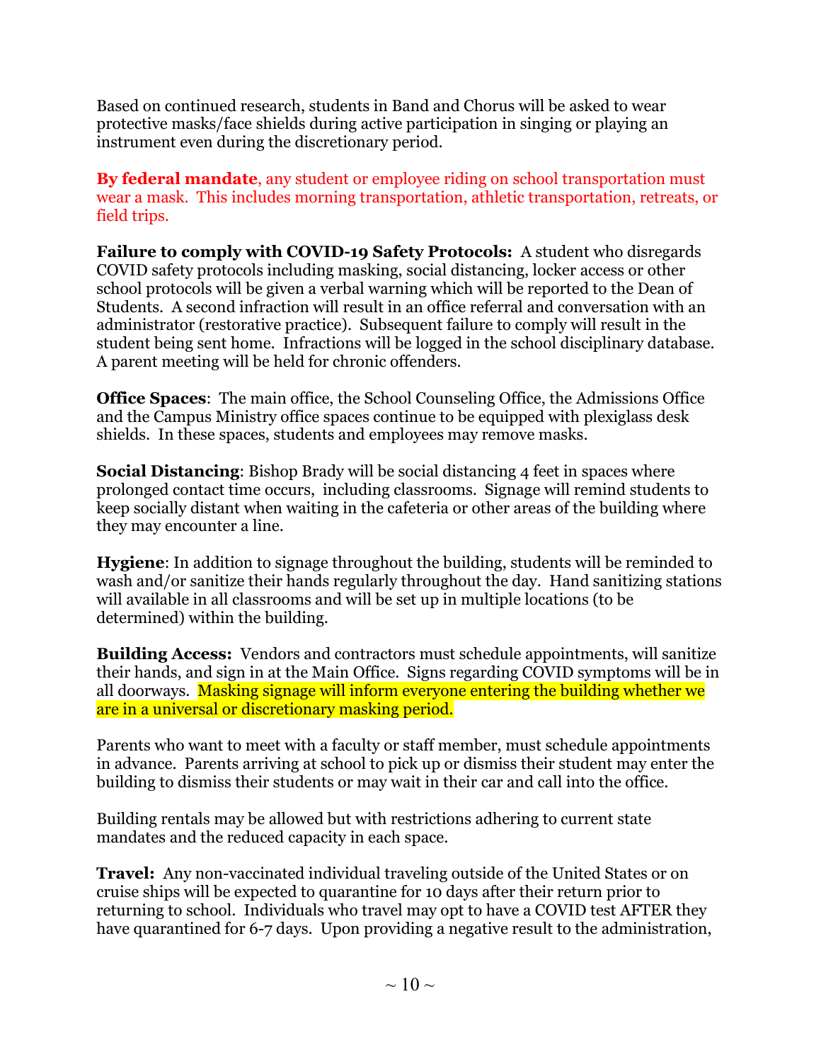Based on continued research, students in Band and Chorus will be asked to wear protective masks/face shields during active participation in singing or playing an instrument even during the discretionary period.

**By federal mandate**, any student or employee riding on school transportation must wear a mask. This includes morning transportation, athletic transportation, retreats, or field trips.

**Failure to comply with COVID-19 Safety Protocols:** A student who disregards COVID safety protocols including masking, social distancing, locker access or other school protocols will be given a verbal warning which will be reported to the Dean of Students. A second infraction will result in an office referral and conversation with an administrator (restorative practice). Subsequent failure to comply will result in the student being sent home. Infractions will be logged in the school disciplinary database. A parent meeting will be held for chronic offenders.

**Office Spaces**: The main office, the School Counseling Office, the Admissions Office and the Campus Ministry office spaces continue to be equipped with plexiglass desk shields. In these spaces, students and employees may remove masks.

**Social Distancing**: Bishop Brady will be social distancing 4 feet in spaces where prolonged contact time occurs, including classrooms. Signage will remind students to keep socially distant when waiting in the cafeteria or other areas of the building where they may encounter a line.

**Hygiene**: In addition to signage throughout the building, students will be reminded to wash and/or sanitize their hands regularly throughout the day. Hand sanitizing stations will available in all classrooms and will be set up in multiple locations (to be determined) within the building.

**Building Access:** Vendors and contractors must schedule appointments, will sanitize their hands, and sign in at the Main Office. Signs regarding COVID symptoms will be in all doorways. Masking signage will inform everyone entering the building whether we are in a universal or discretionary masking period.

Parents who want to meet with a faculty or staff member, must schedule appointments in advance. Parents arriving at school to pick up or dismiss their student may enter the building to dismiss their students or may wait in their car and call into the office.

Building rentals may be allowed but with restrictions adhering to current state mandates and the reduced capacity in each space.

**Travel:** Any non-vaccinated individual traveling outside of the United States or on cruise ships will be expected to quarantine for 10 days after their return prior to returning to school. Individuals who travel may opt to have a COVID test AFTER they have quarantined for 6-7 days. Upon providing a negative result to the administration,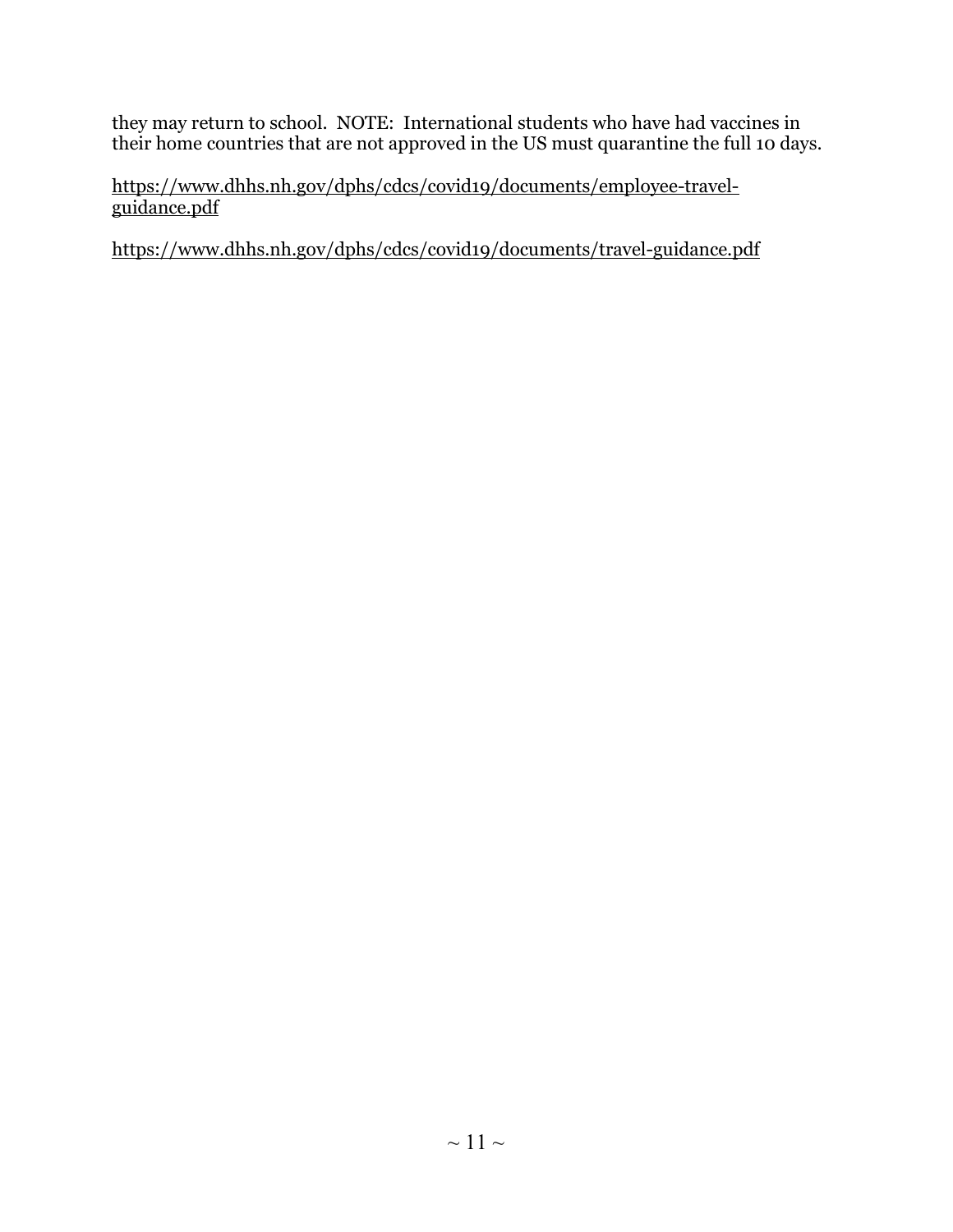they may return to school. NOTE: International students who have had vaccines in their home countries that are not approved in the US must quarantine the full 10 days.

https://www.dhhs.nh.gov/dphs/cdcs/covid19/documents/employee-travel-guidance.pdf

https://www.dhhs.nh.gov/dphs/cdcs/covid19/documents/travel-guidance.pdf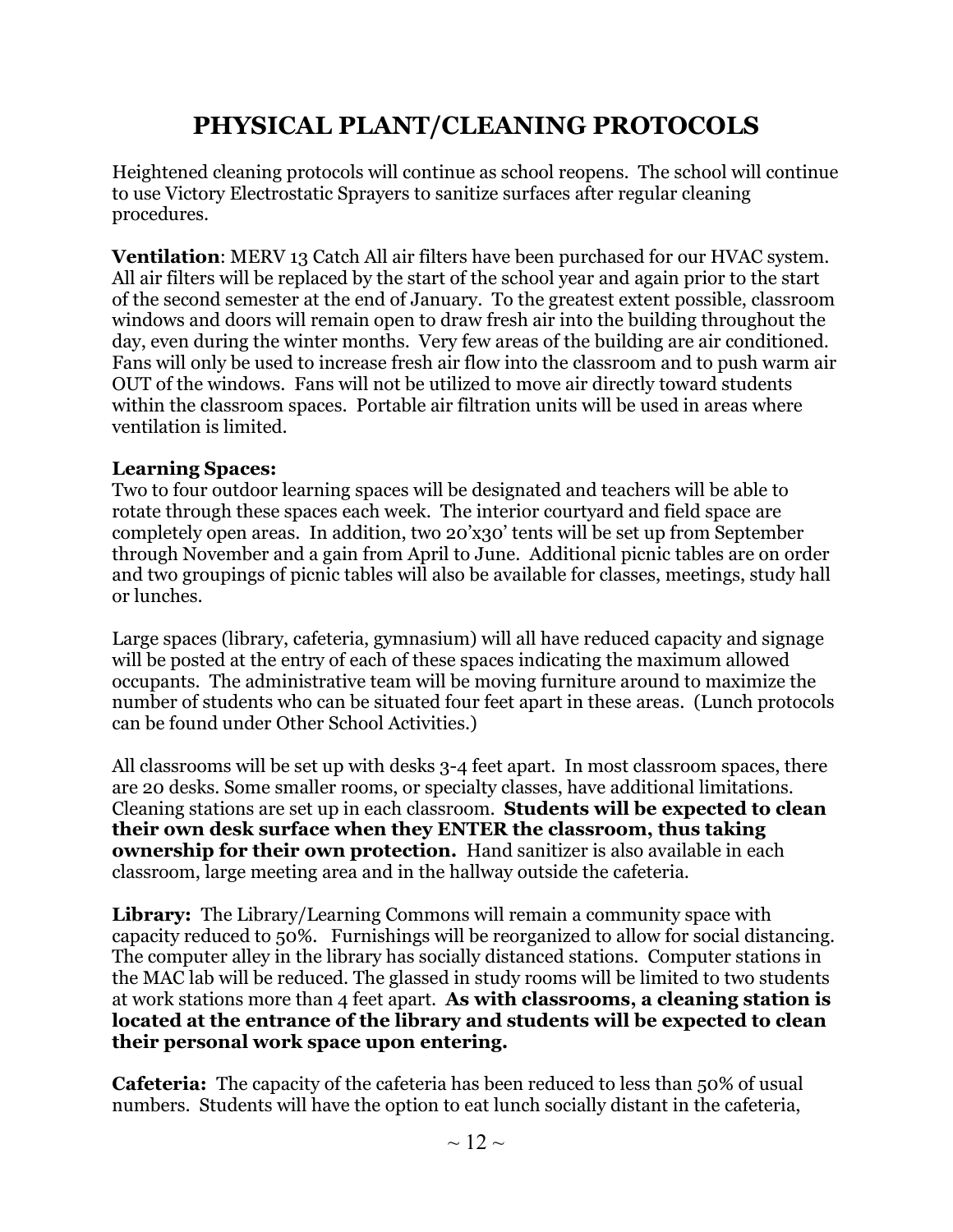# PHYSICAL PLANT/CLEANING PROTOCOLS

Heightened cleaning protocols will continue as school reopens. The school will continue to use Victory Electrostatic Sprayers to sanitize surfaces after regular cleaning procedures.

**Ventilation**: MERV 13 Catch All air filters have been purchased for our HVAC system. All air filters will be replaced by the start of the school year and again prior to the start of the second semester at the end of January. To the greatest extent possible, classroom windows and doors will remain open to draw fresh air into the building throughout the day, even during the winter months. Very few areas of the building are air conditioned. Fans will only be used to increase fresh air flow into the classroom and to push warm air OUT of the windows. Fans will not be utilized to move air directly toward students within the classroom spaces. Portable air filtration units will be used in areas where ventilation is limited.

**Learning Spaces:**
Two to four outdoor learning spaces will be designated and teachers will be able to rotate through these spaces each week. The interior courtyard and field space are completely open areas. In addition, two 20'x30' tents will be set up from September through November and a gain from April to June. Additional picnic tables are on order and two groupings of picnic tables will also be available for classes, meetings, study hall or lunches.

Large spaces (library, cafeteria, gymnasium) will all have reduced capacity and signage will be posted at the entry of each of these spaces indicating the maximum allowed occupants. The administrative team will be moving furniture around to maximize the number of students who can be situated four feet apart in these areas. (Lunch protocols can be found under Other School Activities.)

All classrooms will be set up with desks 3-4 feet apart. In most classroom spaces, there are 20 desks. Some smaller rooms, or specialty classes, have additional limitations. Cleaning stations are set up in each classroom. **Students will be expected to clean their own desk surface when they ENTER the classroom, thus taking ownership for their own protection.** Hand sanitizer is also available in each classroom, large meeting area and in the hallway outside the cafeteria.

**Library:** The Library/Learning Commons will remain a community space with capacity reduced to 50%. Furnishings will be reorganized to allow for social distancing. The computer alley in the library has socially distanced stations. Computer stations in the MAC lab will be reduced. The glassed in study rooms will be limited to two students at work stations more than 4 feet apart. **As with classrooms, a cleaning station is located at the entrance of the library and students will be expected to clean their personal work space upon entering.**

**Cafeteria:** The capacity of the cafeteria has been reduced to less than 50% of usual numbers. Students will have the option to eat lunch socially distant in the cafeteria,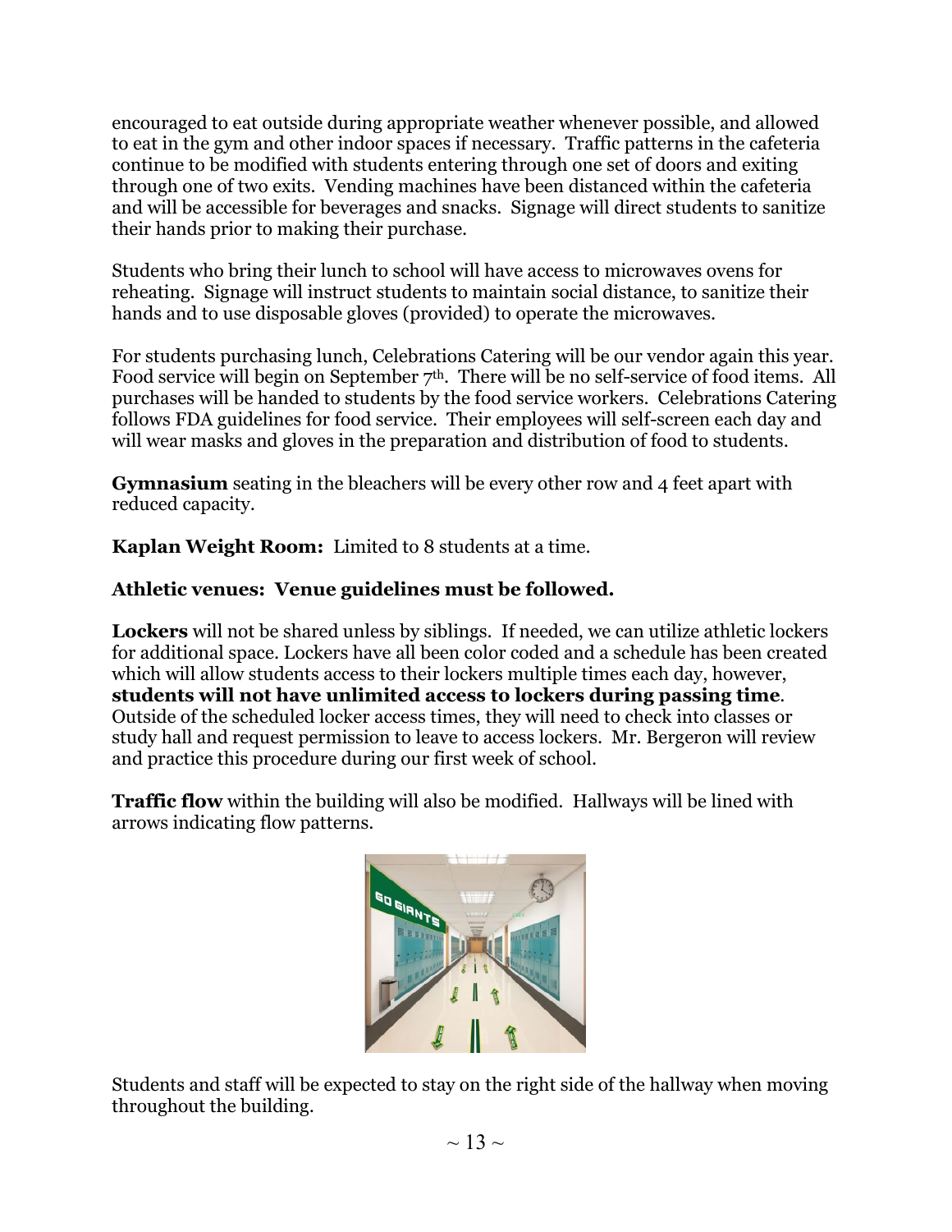encouraged to eat outside during appropriate weather whenever possible, and allowed to eat in the gym and other indoor spaces if necessary. Traffic patterns in the cafeteria continue to be modified with students entering through one set of doors and exiting through one of two exits. Vending machines have been distanced within the cafeteria and will be accessible for beverages and snacks. Signage will direct students to sanitize their hands prior to making their purchase.

Students who bring their lunch to school will have access to microwaves ovens for reheating. Signage will instruct students to maintain social distance, to sanitize their hands and to use disposable gloves (provided) to operate the microwaves.

For students purchasing lunch, Celebrations Catering will be our vendor again this year. Food service will begin on September 7th. There will be no self-service of food items. All purchases will be handed to students by the food service workers. Celebrations Catering follows FDA guidelines for food service. Their employees will self-screen each day and will wear masks and gloves in the preparation and distribution of food to students.

**Gymnasium** seating in the bleachers will be every other row and 4 feet apart with reduced capacity.

**Kaplan Weight Room:** Limited to 8 students at a time.

**Athletic venues: Venue guidelines must be followed.**

**Lockers** will not be shared unless by siblings. If needed, we can utilize athletic lockers for additional space. Lockers have all been color coded and a schedule has been created which will allow students access to their lockers multiple times each day, however, **students will not have unlimited access to lockers during passing time**. Outside of the scheduled locker access times, they will need to check into classes or study hall and request permission to leave to access lockers. Mr. Bergeron will review and practice this procedure during our first week of school.

**Traffic flow** within the building will also be modified. Hallways will be lined with arrows indicating flow patterns.

Students and staff will be expected to stay on the right side of the hallway when moving throughout the building.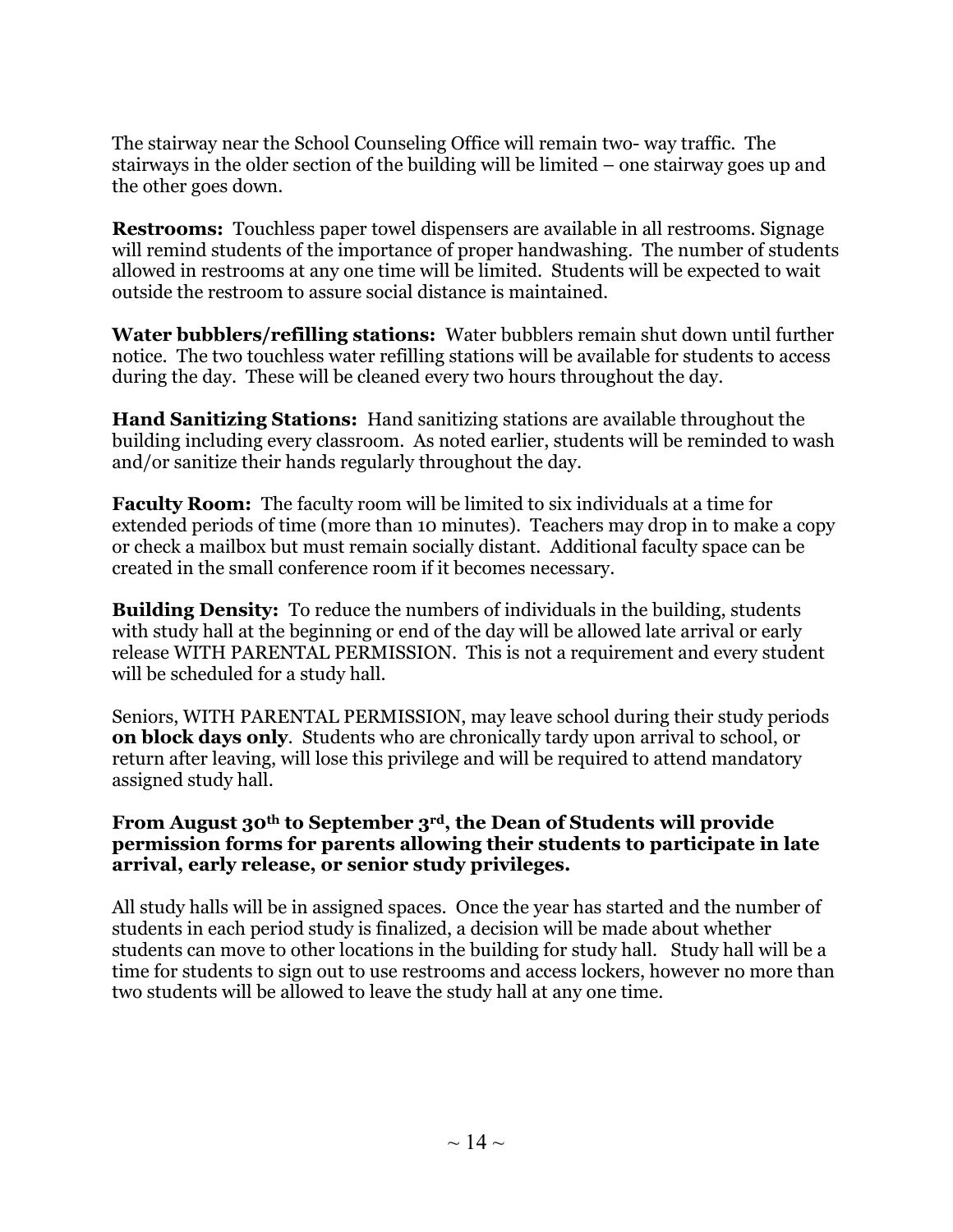The stairway near the School Counseling Office will remain two- way traffic. The stairways in the older section of the building will be limited – one stairway goes up and the other goes down.

**Restrooms:** Touchless paper towel dispensers are available in all restrooms. Signage will remind students of the importance of proper handwashing. The number of students allowed in restrooms at any one time will be limited. Students will be expected to wait outside the restroom to assure social distance is maintained.

**Water bubblers/refilling stations:** Water bubblers remain shut down until further notice. The two touchless water refilling stations will be available for students to access during the day. These will be cleaned every two hours throughout the day.

**Hand Sanitizing Stations:** Hand sanitizing stations are available throughout the building including every classroom. As noted earlier, students will be reminded to wash and/or sanitize their hands regularly throughout the day.

**Faculty Room:** The faculty room will be limited to six individuals at a time for extended periods of time (more than 10 minutes). Teachers may drop in to make a copy or check a mailbox but must remain socially distant. Additional faculty space can be created in the small conference room if it becomes necessary.

**Building Density:** To reduce the numbers of individuals in the building, students with study hall at the beginning or end of the day will be allowed late arrival or early release WITH PARENTAL PERMISSION. This is not a requirement and every student will be scheduled for a study hall.

Seniors, WITH PARENTAL PERMISSION, may leave school during their study periods **on block days only**. Students who are chronically tardy upon arrival to school, or return after leaving, will lose this privilege and will be required to attend mandatory assigned study hall.

**From August 30th to September 3rd, the Dean of Students will provide permission forms for parents allowing their students to participate in late arrival, early release, or senior study privileges.**

All study halls will be in assigned spaces. Once the year has started and the number of students in each period study is finalized, a decision will be made about whether students can move to other locations in the building for study hall. Study hall will be a time for students to sign out to use restrooms and access lockers, however no more than two students will be allowed to leave the study hall at any one time.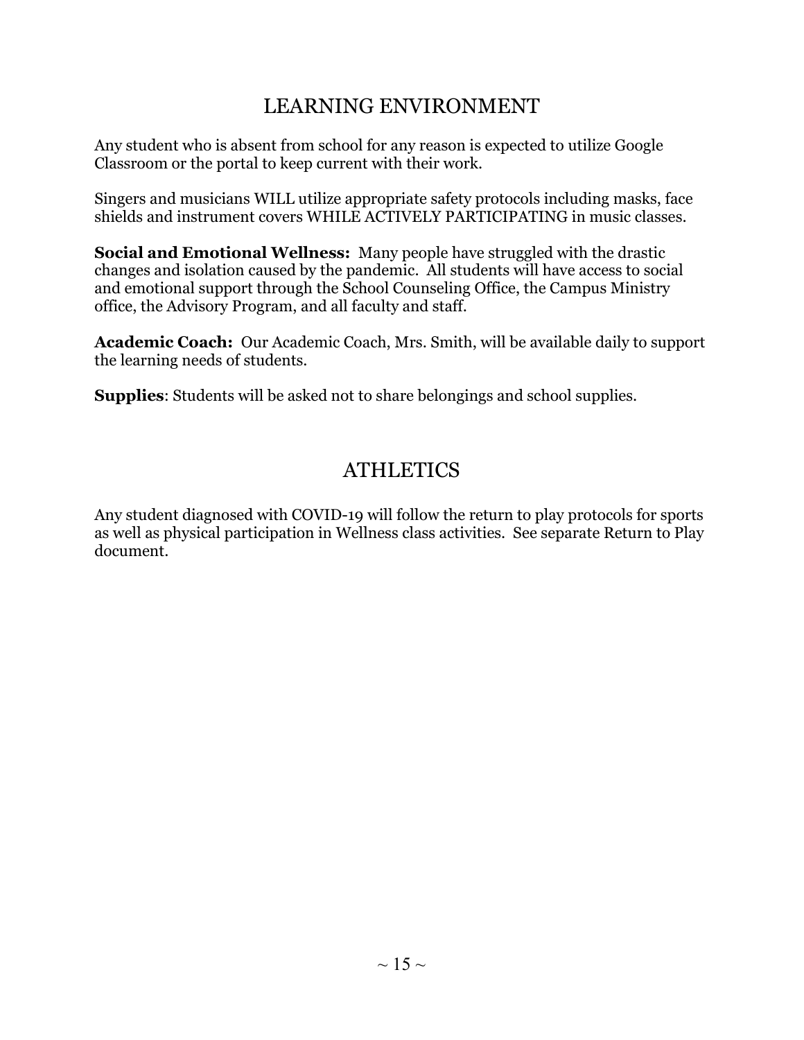# LEARNING ENVIRONMENT

Any student who is absent from school for any reason is expected to utilize Google Classroom or the portal to keep current with their work.

Singers and musicians WILL utilize appropriate safety protocols including masks, face shields and instrument covers WHILE ACTIVELY PARTICIPATING in music classes.

**Social and Emotional Wellness:** Many people have struggled with the drastic changes and isolation caused by the pandemic. All students will have access to social and emotional support through the School Counseling Office, the Campus Ministry office, the Advisory Program, and all faculty and staff.

**Academic Coach:** Our Academic Coach, Mrs. Smith, will be available daily to support the learning needs of students.

**Supplies**: Students will be asked not to share belongings and school supplies.

# ATHLETICS

Any student diagnosed with COVID-19 will follow the return to play protocols for sports as well as physical participation in Wellness class activities. See separate Return to Play document.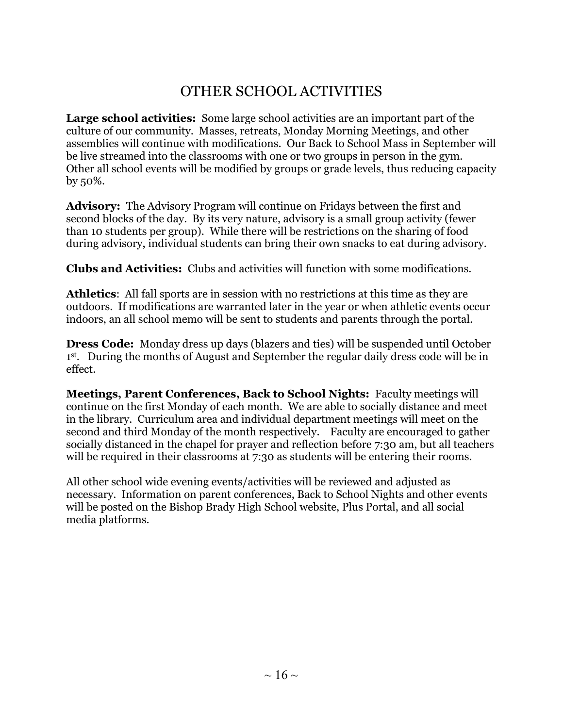# OTHER SCHOOL ACTIVITIES

**Large school activities:** Some large school activities are an important part of the culture of our community. Masses, retreats, Monday Morning Meetings, and other assemblies will continue with modifications. Our Back to School Mass in September will be live streamed into the classrooms with one or two groups in person in the gym. Other all school events will be modified by groups or grade levels, thus reducing capacity by 50%.

**Advisory:** The Advisory Program will continue on Fridays between the first and second blocks of the day. By its very nature, advisory is a small group activity (fewer than 10 students per group). While there will be restrictions on the sharing of food during advisory, individual students can bring their own snacks to eat during advisory.

**Clubs and Activities:** Clubs and activities will function with some modifications.

**Athletics**: All fall sports are in session with no restrictions at this time as they are outdoors. If modifications are warranted later in the year or when athletic events occur indoors, an all school memo will be sent to students and parents through the portal.

**Dress Code:** Monday dress up days (blazers and ties) will be suspended until October 1st. During the months of August and September the regular daily dress code will be in effect.

**Meetings, Parent Conferences, Back to School Nights:** Faculty meetings will continue on the first Monday of each month. We are able to socially distance and meet in the library. Curriculum area and individual department meetings will meet on the second and third Monday of the month respectively. Faculty are encouraged to gather socially distanced in the chapel for prayer and reflection before 7:30 am, but all teachers will be required in their classrooms at 7:30 as students will be entering their rooms.

All other school wide evening events/activities will be reviewed and adjusted as necessary. Information on parent conferences, Back to School Nights and other events will be posted on the Bishop Brady High School website, Plus Portal, and all social media platforms.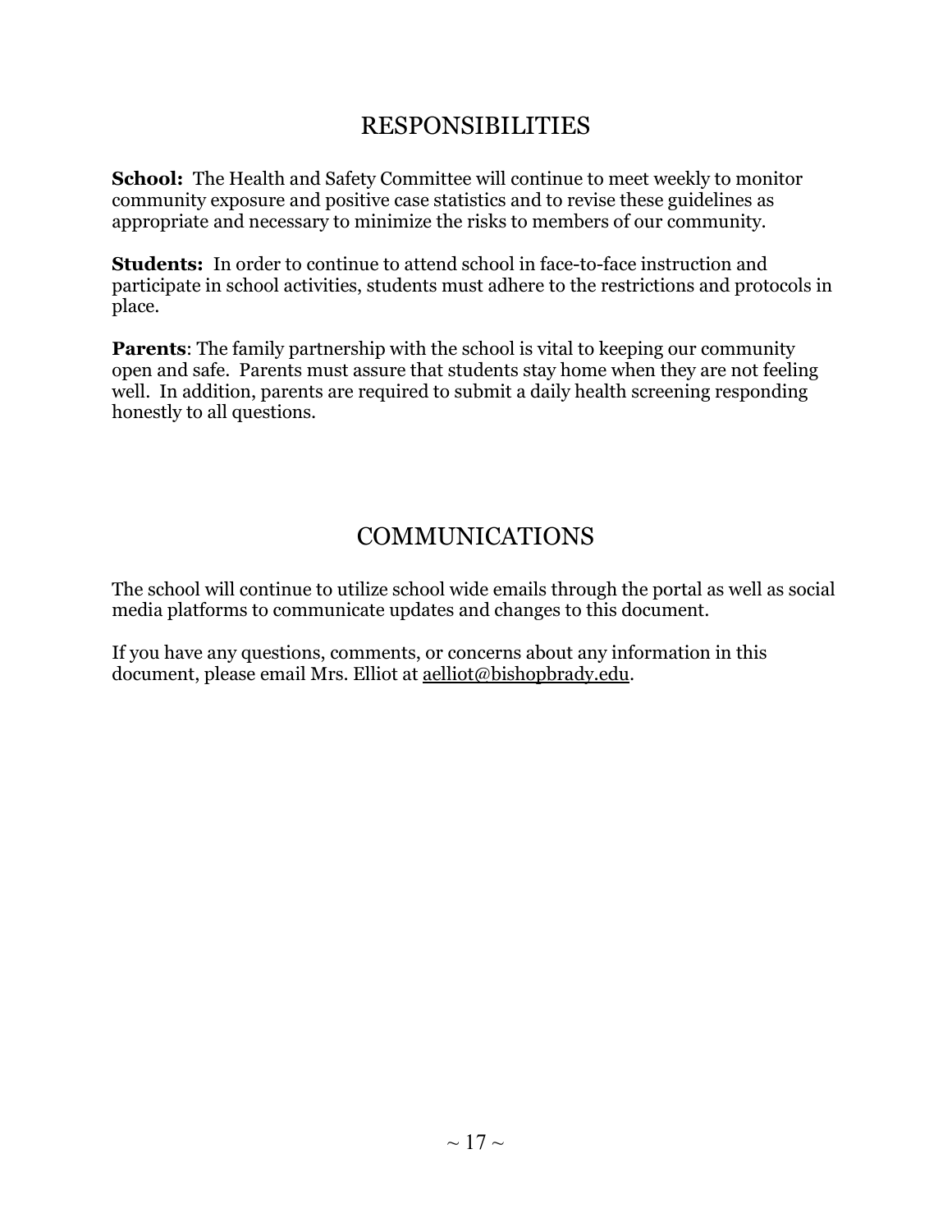## RESPONSIBILITIES

**School:** The Health and Safety Committee will continue to meet weekly to monitor community exposure and positive case statistics and to revise these guidelines as appropriate and necessary to minimize the risks to members of our community.

**Students:** In order to continue to attend school in face-to-face instruction and participate in school activities, students must adhere to the restrictions and protocols in place.

**Parents**: The family partnership with the school is vital to keeping our community open and safe. Parents must assure that students stay home when they are not feeling well. In addition, parents are required to submit a daily health screening responding honestly to all questions.

## COMMUNICATIONS

The school will continue to utilize school wide emails through the portal as well as social media platforms to communicate updates and changes to this document.

If you have any questions, comments, or concerns about any information in this document, please email Mrs. Elliot at aelliot@bishopbrady.edu.